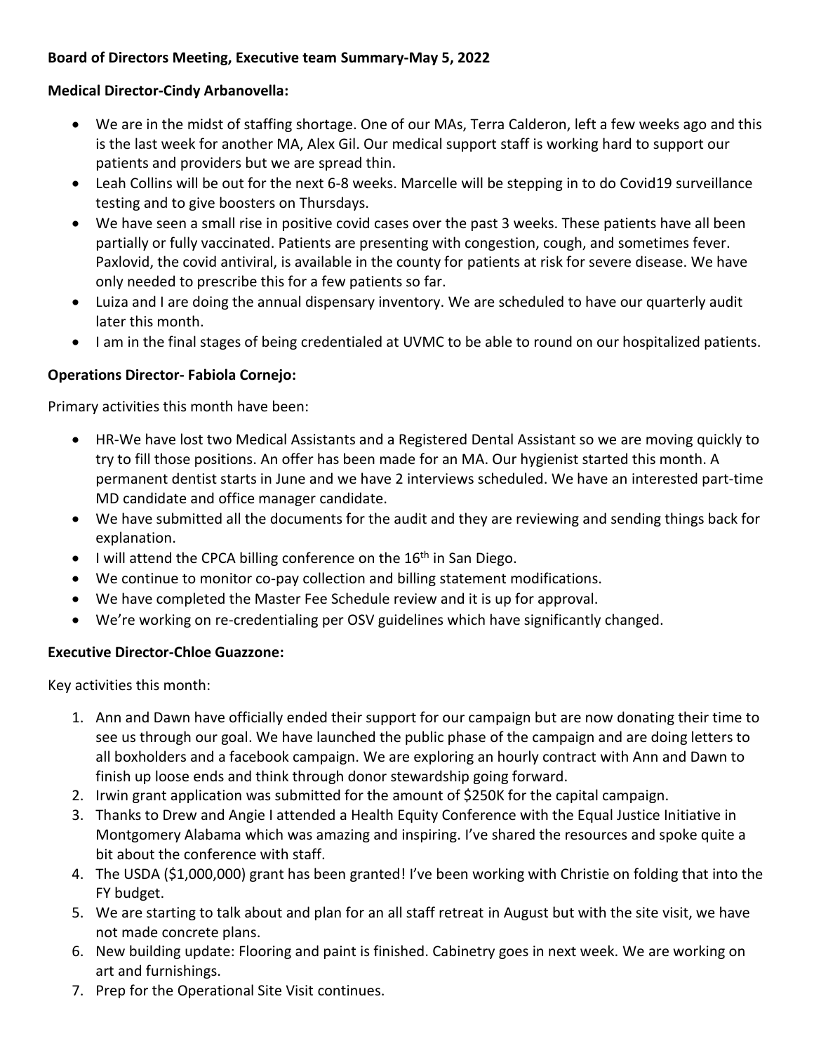**Board of Directors Meeting, Executive team Summary-May 5, 2022**

**Medical Director-Cindy Arbanovella:**

- We are in the midst of staffing shortage. One of our MAs, Terra Calderon, left a few weeks ago and this is the last week for another MA, Alex Gil. Our medical support staff is working hard to support our patients and providers but we are spread thin.
- Leah Collins will be out for the next 6-8 weeks. Marcelle will be stepping in to do Covid19 surveillance testing and to give boosters on Thursdays.
- We have seen a small rise in positive covid cases over the past 3 weeks. These patients have all been partially or fully vaccinated. Patients are presenting with congestion, cough, and sometimes fever. Paxlovid, the covid antiviral, is available in the county for patients at risk for severe disease. We have only needed to prescribe this for a few patients so far.
- Luiza and I are doing the annual dispensary inventory. We are scheduled to have our quarterly audit later this month.
- I am in the final stages of being credentialed at UVMC to be able to round on our hospitalized patients.

**Operations Director- Fabiola Cornejo:**

Primary activities this month have been:

- HR-We have lost two Medical Assistants and a Registered Dental Assistant so we are moving quickly to try to fill those positions. An offer has been made for an MA. Our hygienist started this month. A permanent dentist starts in June and we have 2 interviews scheduled. We have an interested part-time MD candidate and office manager candidate.
- We have submitted all the documents for the audit and they are reviewing and sending things back for explanation.
- I will attend the CPCA billing conference on the 16th in San Diego.
- We continue to monitor co-pay collection and billing statement modifications.
- We have completed the Master Fee Schedule review and it is up for approval.
- We're working on re-credentialing per OSV guidelines which have significantly changed.

**Executive Director-Chloe Guazzone:**

Key activities this month:

1. Ann and Dawn have officially ended their support for our campaign but are now donating their time to see us through our goal. We have launched the public phase of the campaign and are doing letters to all boxholders and a facebook campaign. We are exploring an hourly contract with Ann and Dawn to finish up loose ends and think through donor stewardship going forward.
2. Irwin grant application was submitted for the amount of $250K for the capital campaign.
3. Thanks to Drew and Angie I attended a Health Equity Conference with the Equal Justice Initiative in Montgomery Alabama which was amazing and inspiring. I've shared the resources and spoke quite a bit about the conference with staff.
4. The USDA ($1,000,000) grant has been granted! I've been working with Christie on folding that into the FY budget.
5. We are starting to talk about and plan for an all staff retreat in August but with the site visit, we have not made concrete plans.
6. New building update: Flooring and paint is finished. Cabinetry goes in next week. We are working on art and furnishings.
7. Prep for the Operational Site Visit continues.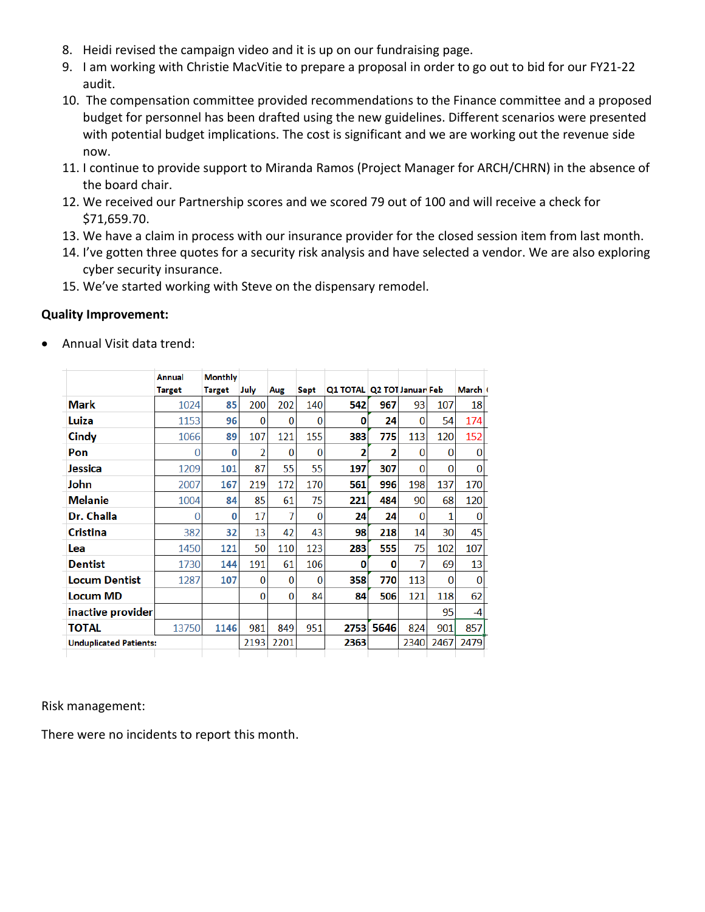8. Heidi revised the campaign video and it is up on our fundraising page.
9. I am working with Christie MacVitie to prepare a proposal in order to go out to bid for our FY21-22 audit.
10. The compensation committee provided recommendations to the Finance committee and a proposed budget for personnel has been drafted using the new guidelines. Different scenarios were presented with potential budget implications. The cost is significant and we are working out the revenue side now.
11. I continue to provide support to Miranda Ramos (Project Manager for ARCH/CHRN) in the absence of the board chair.
12. We received our Partnership scores and we scored 79 out of 100 and will receive a check for $71,659.70.
13. We have a claim in process with our insurance provider for the closed session item from last month.
14. I've gotten three quotes for a security risk analysis and have selected a vendor. We are also exploring cyber security insurance.
15. We've started working with Steve on the dispensary remodel.

**Quality Improvement:**

- Annual Visit data trend:

| | Annual Target | Monthly Target | July | Aug | Sept | Q1 TOTAL | Q2 TOT | Januar | Feb | March |
|---|---|---|---|---|---|---|---|---|---|---|
| **Mark** | 1024 | 85 | 200 | 202 | 140 | 542 | 967 | 93 | 107 | 18 |
| **Luiza** | 1153 | 96 | 0 | 0 | 0 | 0 | 24 | 0 | 54 | 174 |
| **Cindy** | 1066 | 89 | 107 | 121 | 155 | 383 | 775 | 113 | 120 | 152 |
| **Pon** | 0 | 0 | 2 | 0 | 0 | 2 | 2 | 0 | 0 | 0 |
| **Jessica** | 1209 | 101 | 87 | 55 | 55 | 197 | 307 | 0 | 0 | 0 |
| **John** | 2007 | 167 | 219 | 172 | 170 | 561 | 996 | 198 | 137 | 170 |
| **Melanie** | 1004 | 84 | 85 | 61 | 75 | 221 | 484 | 90 | 68 | 120 |
| **Dr. Challa** | 0 | 0 | 17 | 7 | 0 | 24 | 24 | 0 | 1 | 0 |
| **Cristina** | 382 | 32 | 13 | 42 | 43 | 98 | 218 | 14 | 30 | 45 |
| **Lea** | 1450 | 121 | 50 | 110 | 123 | 283 | 555 | 75 | 102 | 107 |
| **Dentist** | 1730 | 144 | 191 | 61 | 106 | 0 | 0 | 7 | 69 | 13 |
| **Locum Dentist** | 1287 | 107 | 0 | 0 | 0 | 358 | 770 | 113 | 0 | 0 |
| **Locum MD** | | | 0 | 0 | 84 | 84 | 506 | 121 | 118 | 62 |
| **inactive provider** | | | | | | | | | 95 | -4 |
| **TOTAL** | 13750 | 1146 | 981 | 849 | 951 | 2753 | 5646 | 824 | 901 | 857 |
| **Unduplicated Patients:** | | | 2193 | 2201 | | 2363 | | 2340 | 2467 | 2479 |

Risk management:

There were no incidents to report this month.